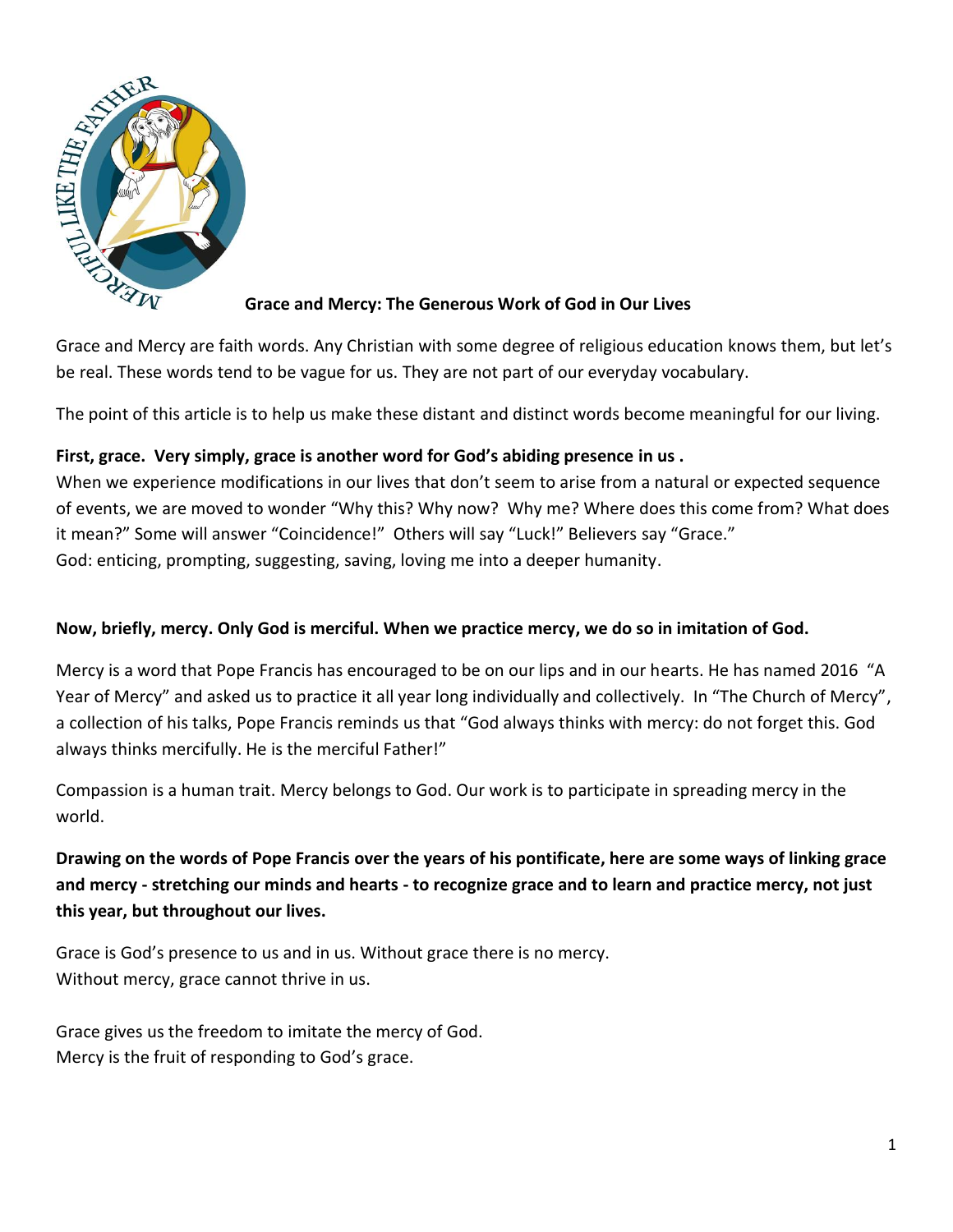## Grace and Mercy: The Generous Work of God in Our Lives

Grace and Mercy are faith words. Any Christian with some degree of religious education knows them, but let's be real. These words tend to be vague for us. They are not part of our everyday vocabulary.

The point of this article is to help us make these distant and distinct words become meaningful for our living.

**First, grace. Very simply, grace is another word for God's abiding presence in us .**

When we experience modifications in our lives that don't seem to arise from a natural or expected sequence of events, we are moved to wonder "Why this? Why now? Why me? Where does this come from? What does it mean?" Some will answer "Coincidence!" Others will say "Luck!" Believers say "Grace."

God: enticing, prompting, suggesting, saving, loving me into a deeper humanity.

**Now, briefly, mercy. Only God is merciful. When we practice mercy, we do so in imitation of God.**

Mercy is a word that Pope Francis has encouraged to be on our lips and in our hearts. He has named 2016 "A Year of Mercy" and asked us to practice it all year long individually and collectively. In "The Church of Mercy", a collection of his talks, Pope Francis reminds us that "God always thinks with mercy: do not forget this. God always thinks mercifully. He is the merciful Father!"

Compassion is a human trait. Mercy belongs to God. Our work is to participate in spreading mercy in the world.

**Drawing on the words of Pope Francis over the years of his pontificate, here are some ways of linking grace and mercy - stretching our minds and hearts - to recognize grace and to learn and practice mercy, not just this year, but throughout our lives.**

Grace is God's presence to us and in us. Without grace there is no mercy.
Without mercy, grace cannot thrive in us.

Grace gives us the freedom to imitate the mercy of God.
Mercy is the fruit of responding to God's grace.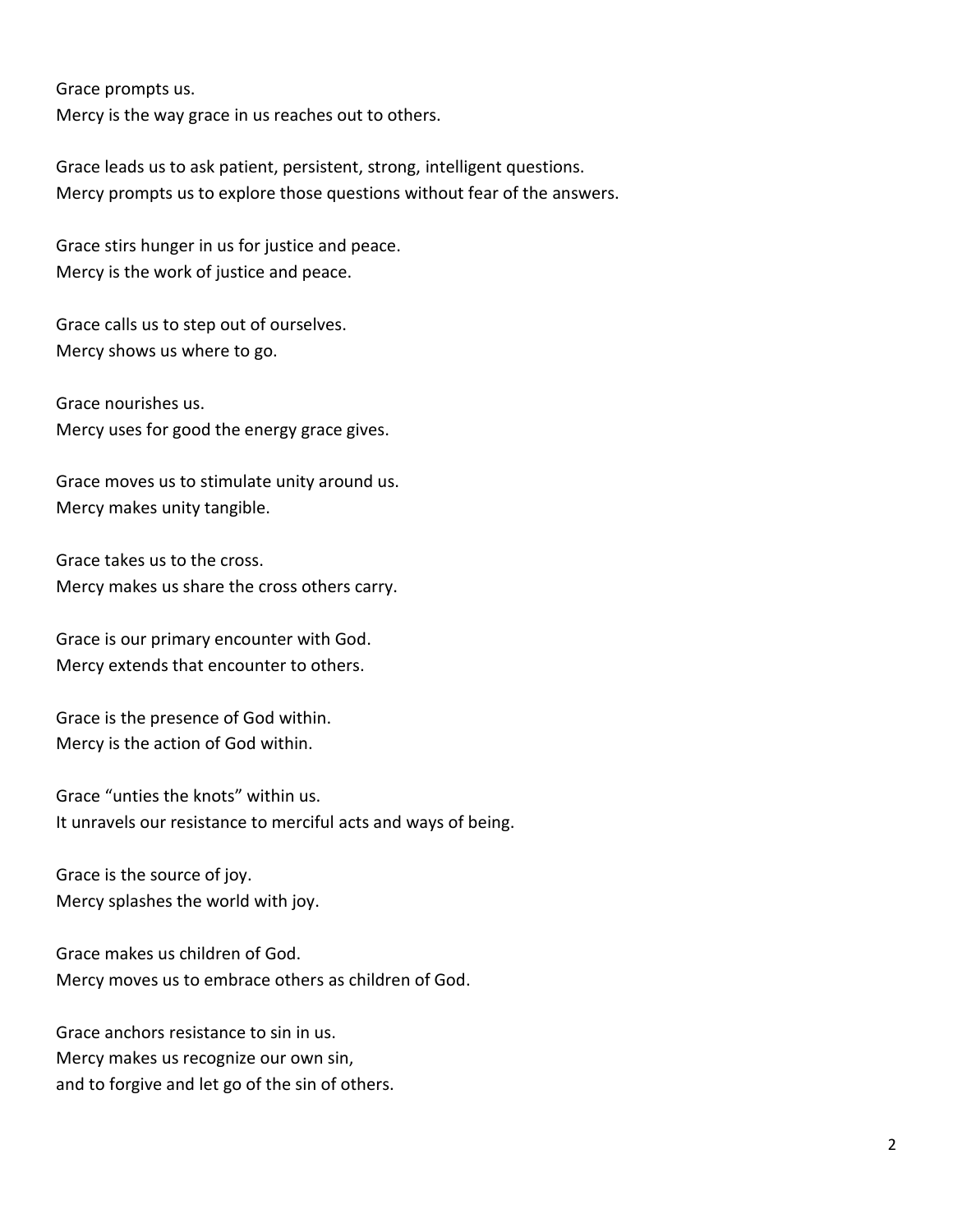Grace prompts us.
Mercy is the way grace in us reaches out to others.

Grace leads us to ask patient, persistent, strong, intelligent questions.
Mercy prompts us to explore those questions without fear of the answers.

Grace stirs hunger in us for justice and peace.
Mercy is the work of justice and peace.

Grace calls us to step out of ourselves.
Mercy shows us where to go.

Grace nourishes us.
Mercy uses for good the energy grace gives.

Grace moves us to stimulate unity around us.
Mercy makes unity tangible.

Grace takes us to the cross.
Mercy makes us share the cross others carry.

Grace is our primary encounter with God.
Mercy extends that encounter to others.

Grace is the presence of God within.
Mercy is the action of God within.

Grace "unties the knots" within us.
It unravels our resistance to merciful acts and ways of being.

Grace is the source of joy.
Mercy splashes the world with joy.

Grace makes us children of God.
Mercy moves us to embrace others as children of God.

Grace anchors resistance to sin in us.
Mercy makes us recognize our own sin,
and to forgive and let go of the sin of others.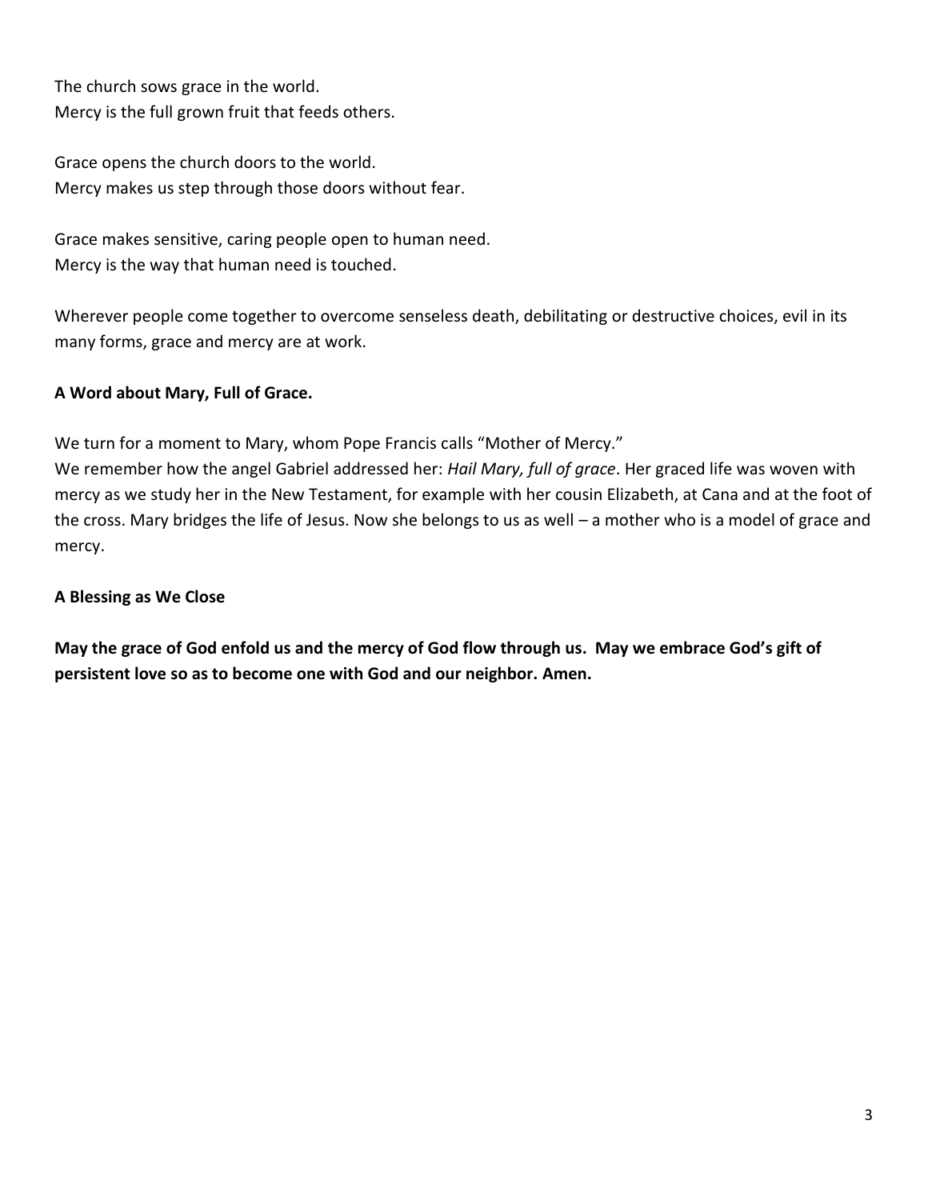The church sows grace in the world.
Mercy is the full grown fruit that feeds others.

Grace opens the church doors to the world.
Mercy makes us step through those doors without fear.

Grace makes sensitive, caring people open to human need.
Mercy is the way that human need is touched.

Wherever people come together to overcome senseless death, debilitating or destructive choices, evil in its many forms, grace and mercy are at work.

**A Word about Mary, Full of Grace.**

We turn for a moment to Mary, whom Pope Francis calls "Mother of Mercy."
We remember how the angel Gabriel addressed her: *Hail Mary, full of grace*. Her graced life was woven with mercy as we study her in the New Testament, for example with her cousin Elizabeth, at Cana and at the foot of the cross. Mary bridges the life of Jesus. Now she belongs to us as well – a mother who is a model of grace and mercy.

**A Blessing as We Close**

**May the grace of God enfold us and the mercy of God flow through us. May we embrace God's gift of persistent love so as to become one with God and our neighbor. Amen.**